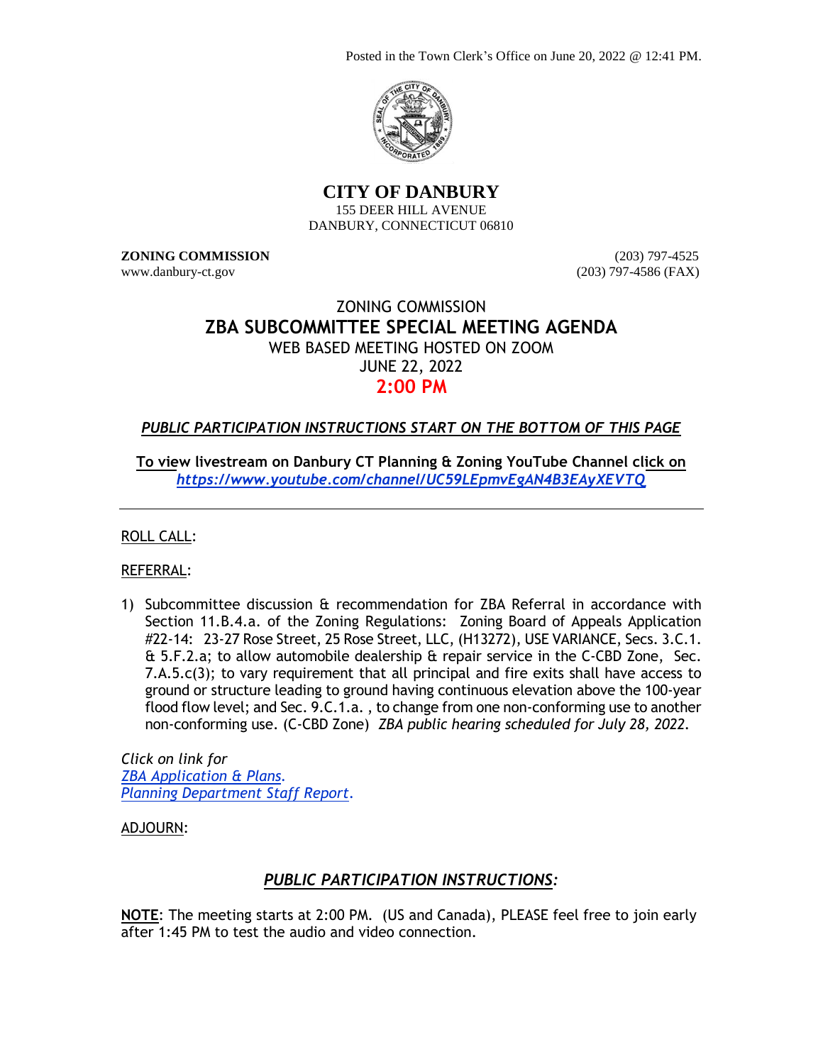Posted in the Town Clerk's Office on June 20, 2022 @ 12:41 PM.

# CITY OF DANBURY

155 DEER HILL AVENUE
DANBURY, CONNECTICUT 06810

**ZONING COMMISSION**
www.danbury-ct.gov

(203) 797-4525
(203) 797-4586 (FAX)

## ZONING COMMISSION
## ZBA SUBCOMMITTEE SPECIAL MEETING AGENDA

WEB BASED MEETING HOSTED ON ZOOM
JUNE 22, 2022
**2:00 PM**

***PUBLIC PARTICIPATION INSTRUCTIONS START ON THE BOTTOM OF THIS PAGE***

**To view livestream on Danbury CT Planning & Zoning YouTube Channel click on *https://www.youtube.com/channel/UC59LEpmvEgAN4B3EAyXEVTQ***

---

ROLL CALL:

REFERRAL:

1) Subcommittee discussion & recommendation for ZBA Referral in accordance with Section 11.B.4.a. of the Zoning Regulations: Zoning Board of Appeals Application #22-14: 23-27 Rose Street, 25 Rose Street, LLC, (H13272), USE VARIANCE, Secs. 3.C.1. & 5.F.2.a; to allow automobile dealership & repair service in the C-CBD Zone, Sec. 7.A.5.c(3); to vary requirement that all principal and fire exits shall have access to ground or structure leading to ground having continuous elevation above the 100-year flood flow level; and Sec. 9.C.1.a. , to change from one non-conforming use to another non-conforming use. (C-CBD Zone) *ZBA public hearing scheduled for July 28, 2022.*

*Click on link for*
*ZBA Application & Plans.*
*Planning Department Staff Report.*

ADJOURN:

## *PUBLIC PARTICIPATION INSTRUCTIONS:*

**NOTE**: The meeting starts at 2:00 PM. (US and Canada), PLEASE feel free to join early after 1:45 PM to test the audio and video connection.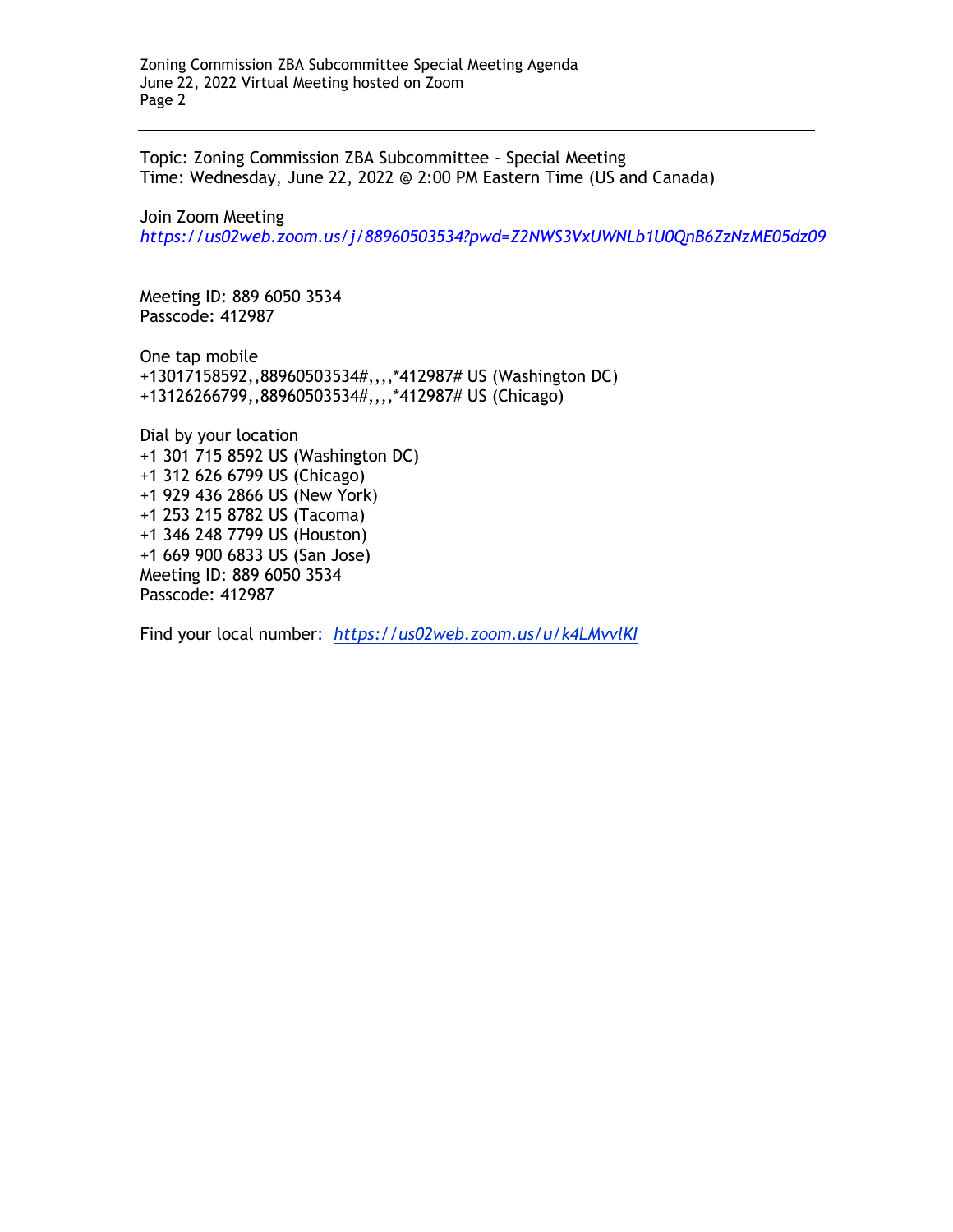Topic: Zoning Commission ZBA Subcommittee - Special Meeting
Time: Wednesday, June 22, 2022 @ 2:00 PM Eastern Time (US and Canada)

Join Zoom Meeting
*https://us02web.zoom.us/j/88960503534?pwd=Z2NWS3VxUWNLb1U0QnB6ZzNzME05dz09*

Meeting ID: 889 6050 3534
Passcode: 412987

One tap mobile
+13017158592,,88960503534#,,,,*412987# US (Washington DC)
+13126266799,,88960503534#,,,,*412987# US (Chicago)

Dial by your location
+1 301 715 8592 US (Washington DC)
+1 312 626 6799 US (Chicago)
+1 929 436 2866 US (New York)
+1 253 215 8782 US (Tacoma)
+1 346 248 7799 US (Houston)
+1 669 900 6833 US (San Jose)
Meeting ID: 889 6050 3534
Passcode: 412987

Find your local number: *https://us02web.zoom.us/u/k4LMvvlKI*